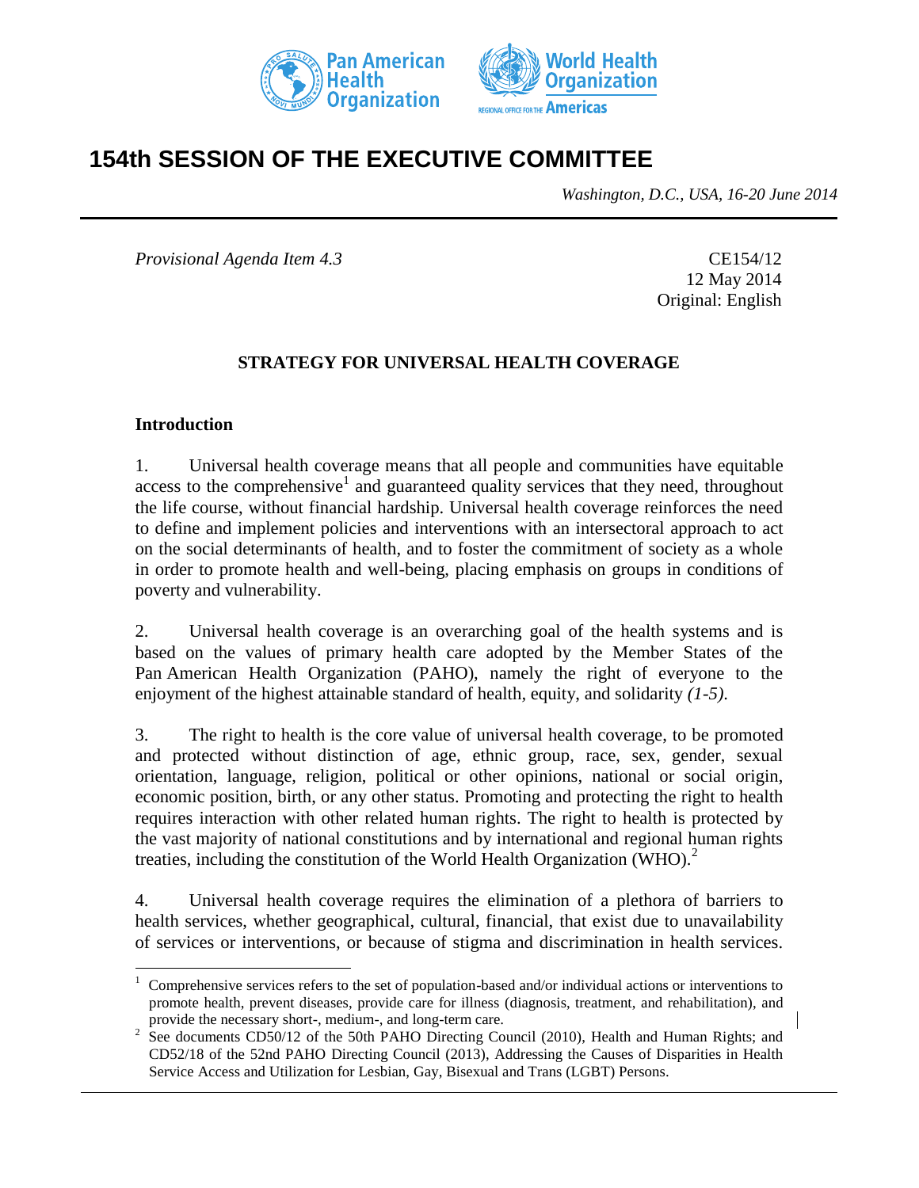# 154th SESSION OF THE EXECUTIVE COMMITTEE

*Washington, D.C., USA, 16-20 June 2014*

*Provisional Agenda Item 4.3*

CE154/12
12 May 2014
Original: English

## STRATEGY FOR UNIVERSAL HEALTH COVERAGE

### Introduction

1. Universal health coverage means that all people and communities have equitable access to the comprehensive[1] and guaranteed quality services that they need, throughout the life course, without financial hardship. Universal health coverage reinforces the need to define and implement policies and interventions with an intersectoral approach to act on the social determinants of health, and to foster the commitment of society as a whole in order to promote health and well-being, placing emphasis on groups in conditions of poverty and vulnerability.

2. Universal health coverage is an overarching goal of the health systems and is based on the values of primary health care adopted by the Member States of the Pan American Health Organization (PAHO), namely the right of everyone to the enjoyment of the highest attainable standard of health, equity, and solidarity *(1-5).*

3. The right to health is the core value of universal health coverage, to be promoted and protected without distinction of age, ethnic group, race, sex, gender, sexual orientation, language, religion, political or other opinions, national or social origin, economic position, birth, or any other status. Promoting and protecting the right to health requires interaction with other related human rights. The right to health is protected by the vast majority of national constitutions and by international and regional human rights treaties, including the constitution of the World Health Organization (WHO).[2]

4. Universal health coverage requires the elimination of a plethora of barriers to health services, whether geographical, cultural, financial, that exist due to unavailability of services or interventions, or because of stigma and discrimination in health services.

---

[1] Comprehensive services refers to the set of population-based and/or individual actions or interventions to promote health, prevent diseases, provide care for illness (diagnosis, treatment, and rehabilitation), and provide the necessary short-, medium-, and long-term care.

[2] See documents CD50/12 of the 50th PAHO Directing Council (2010), Health and Human Rights; and CD52/18 of the 52nd PAHO Directing Council (2013), Addressing the Causes of Disparities in Health Service Access and Utilization for Lesbian, Gay, Bisexual and Trans (LGBT) Persons.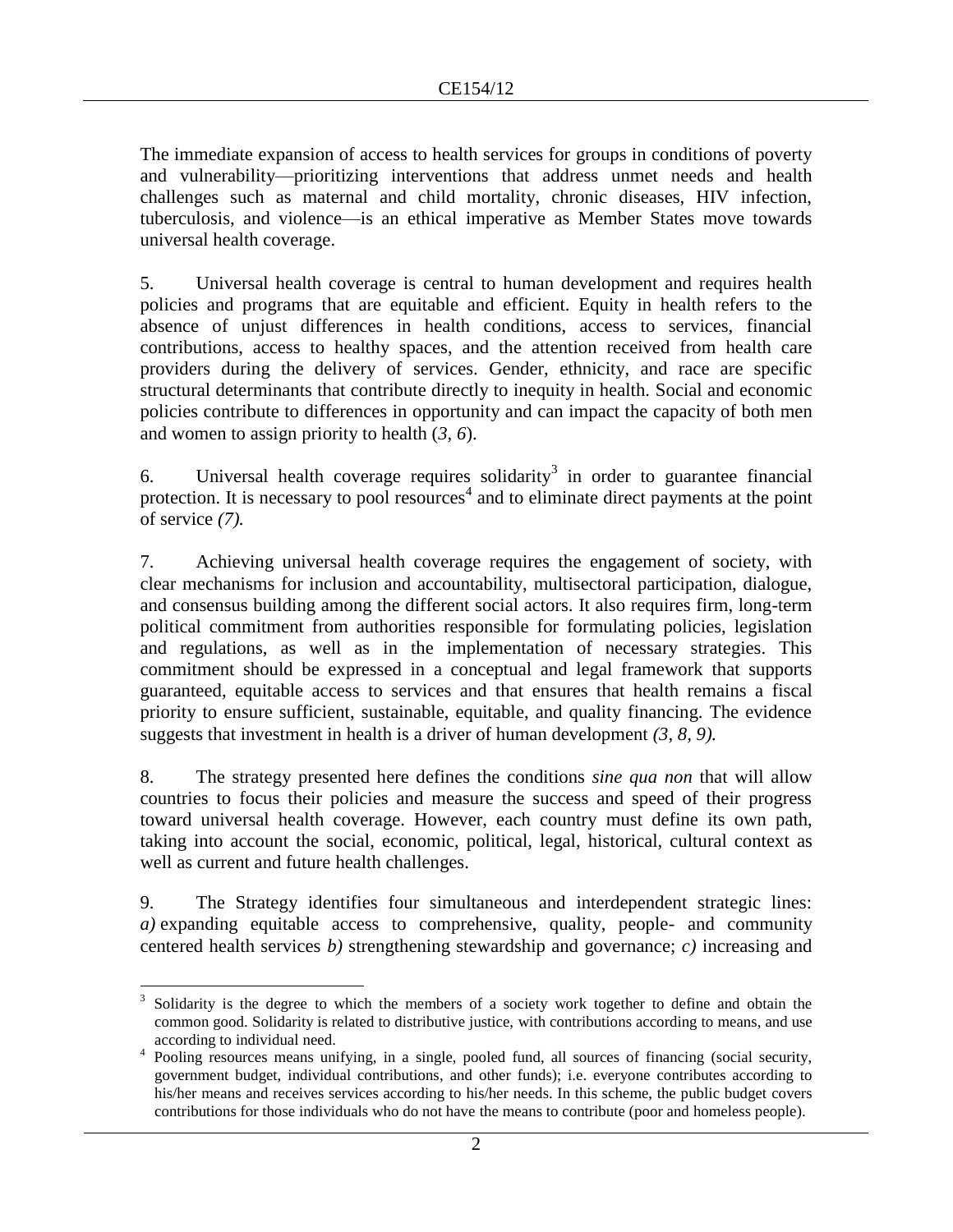The immediate expansion of access to health services for groups in conditions of poverty and vulnerability—prioritizing interventions that address unmet needs and health challenges such as maternal and child mortality, chronic diseases, HIV infection, tuberculosis, and violence—is an ethical imperative as Member States move towards universal health coverage.

5. Universal health coverage is central to human development and requires health policies and programs that are equitable and efficient. Equity in health refers to the absence of unjust differences in health conditions, access to services, financial contributions, access to healthy spaces, and the attention received from health care providers during the delivery of services. Gender, ethnicity, and race are specific structural determinants that contribute directly to inequity in health. Social and economic policies contribute to differences in opportunity and can impact the capacity of both men and women to assign priority to health (*3, 6*).

6. Universal health coverage requires solidarity[3] in order to guarantee financial protection. It is necessary to pool resources[4] and to eliminate direct payments at the point of service *(7).*

7. Achieving universal health coverage requires the engagement of society, with clear mechanisms for inclusion and accountability, multisectoral participation, dialogue, and consensus building among the different social actors. It also requires firm, long-term political commitment from authorities responsible for formulating policies, legislation and regulations, as well as in the implementation of necessary strategies. This commitment should be expressed in a conceptual and legal framework that supports guaranteed, equitable access to services and that ensures that health remains a fiscal priority to ensure sufficient, sustainable, equitable, and quality financing. The evidence suggests that investment in health is a driver of human development *(3, 8, 9).*

8. The strategy presented here defines the conditions *sine qua non* that will allow countries to focus their policies and measure the success and speed of their progress toward universal health coverage. However, each country must define its own path, taking into account the social, economic, political, legal, historical, cultural context as well as current and future health challenges.

9. The Strategy identifies four simultaneous and interdependent strategic lines: *a)* expanding equitable access to comprehensive, quality, people- and community centered health services *b)* strengthening stewardship and governance; *c)* increasing and

---

[3] Solidarity is the degree to which the members of a society work together to define and obtain the common good. Solidarity is related to distributive justice, with contributions according to means, and use according to individual need.

[4] Pooling resources means unifying, in a single, pooled fund, all sources of financing (social security, government budget, individual contributions, and other funds); i.e. everyone contributes according to his/her means and receives services according to his/her needs. In this scheme, the public budget covers contributions for those individuals who do not have the means to contribute (poor and homeless people).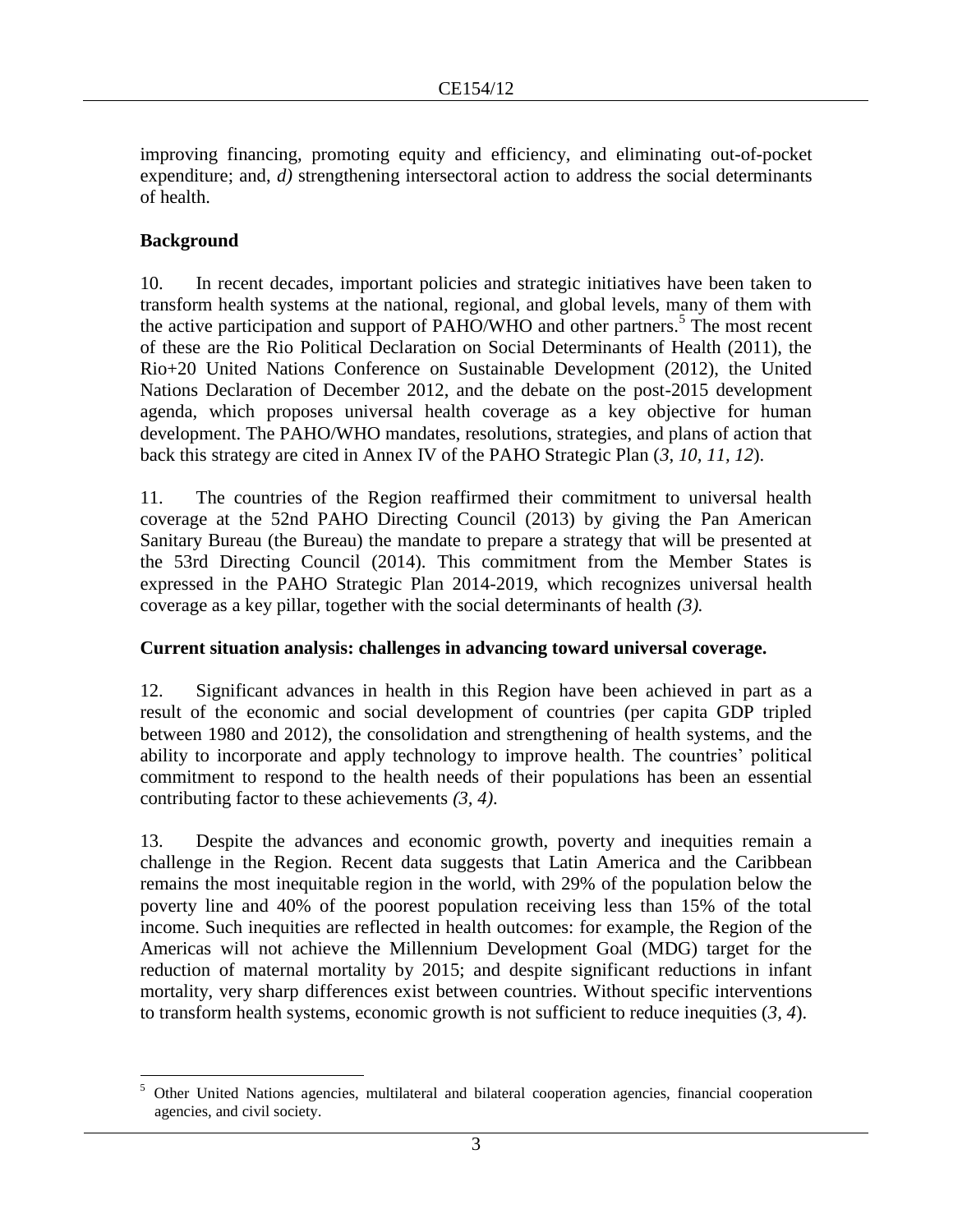improving financing, promoting equity and efficiency, and eliminating out-of-pocket expenditure; and, *d)* strengthening intersectoral action to address the social determinants of health.

## Background

10. In recent decades, important policies and strategic initiatives have been taken to transform health systems at the national, regional, and global levels, many of them with the active participation and support of PAHO/WHO and other partners.[5] The most recent of these are the Rio Political Declaration on Social Determinants of Health (2011), the Rio+20 United Nations Conference on Sustainable Development (2012), the United Nations Declaration of December 2012, and the debate on the post-2015 development agenda, which proposes universal health coverage as a key objective for human development. The PAHO/WHO mandates, resolutions, strategies, and plans of action that back this strategy are cited in Annex IV of the PAHO Strategic Plan (*3, 10, 11, 12*).

11. The countries of the Region reaffirmed their commitment to universal health coverage at the 52nd PAHO Directing Council (2013) by giving the Pan American Sanitary Bureau (the Bureau) the mandate to prepare a strategy that will be presented at the 53rd Directing Council (2014). This commitment from the Member States is expressed in the PAHO Strategic Plan 2014-2019, which recognizes universal health coverage as a key pillar, together with the social determinants of health *(3)*.

## Current situation analysis: challenges in advancing toward universal coverage.

12. Significant advances in health in this Region have been achieved in part as a result of the economic and social development of countries (per capita GDP tripled between 1980 and 2012), the consolidation and strengthening of health systems, and the ability to incorporate and apply technology to improve health. The countries' political commitment to respond to the health needs of their populations has been an essential contributing factor to these achievements *(3, 4)*.

13. Despite the advances and economic growth, poverty and inequities remain a challenge in the Region. Recent data suggests that Latin America and the Caribbean remains the most inequitable region in the world, with 29% of the population below the poverty line and 40% of the poorest population receiving less than 15% of the total income. Such inequities are reflected in health outcomes: for example, the Region of the Americas will not achieve the Millennium Development Goal (MDG) target for the reduction of maternal mortality by 2015; and despite significant reductions in infant mortality, very sharp differences exist between countries. Without specific interventions to transform health systems, economic growth is not sufficient to reduce inequities (*3, 4*).

---

[5] Other United Nations agencies, multilateral and bilateral cooperation agencies, financial cooperation agencies, and civil society.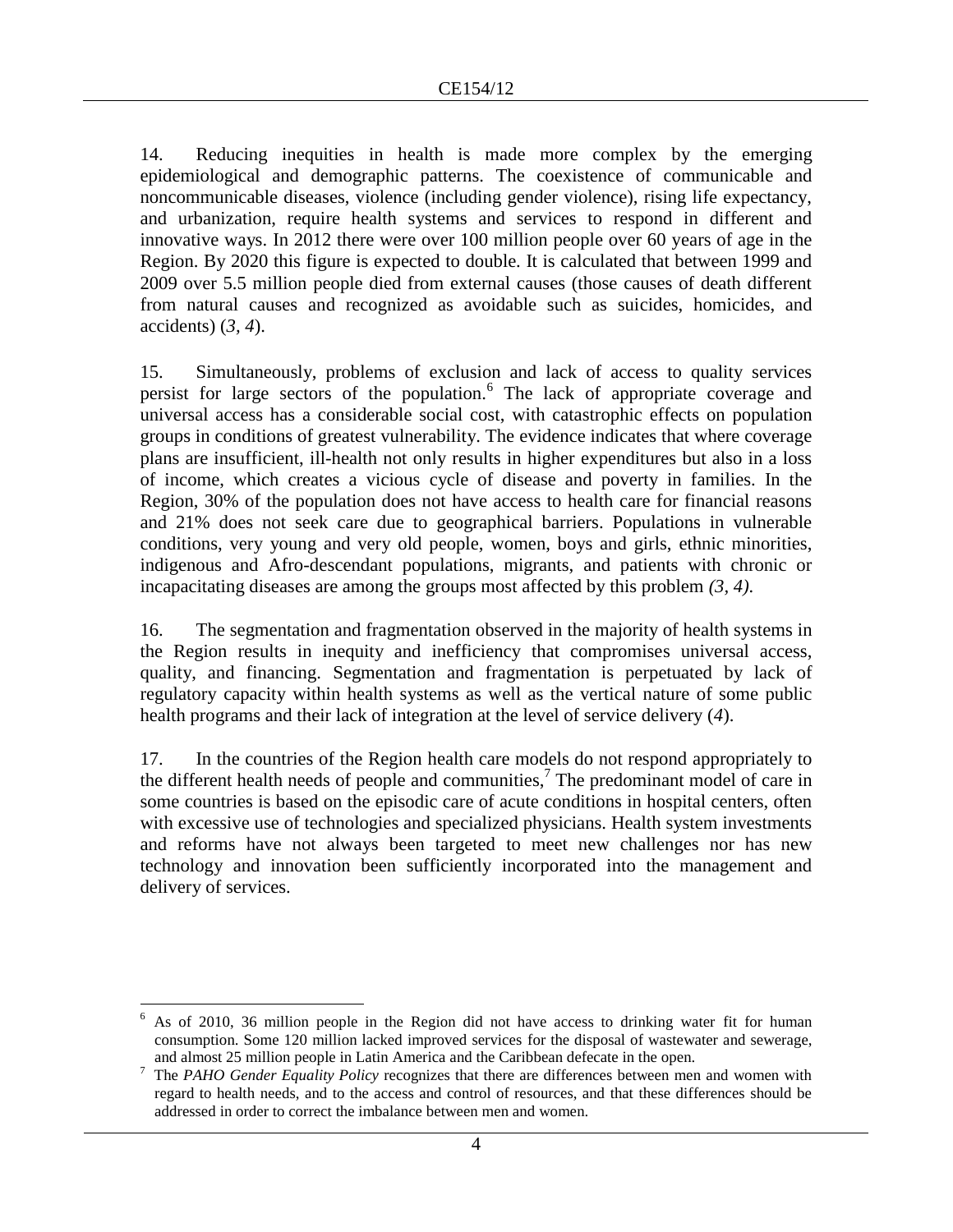14. Reducing inequities in health is made more complex by the emerging epidemiological and demographic patterns. The coexistence of communicable and noncommunicable diseases, violence (including gender violence), rising life expectancy, and urbanization, require health systems and services to respond in different and innovative ways. In 2012 there were over 100 million people over 60 years of age in the Region. By 2020 this figure is expected to double. It is calculated that between 1999 and 2009 over 5.5 million people died from external causes (those causes of death different from natural causes and recognized as avoidable such as suicides, homicides, and accidents) (*3*, *4*).

15. Simultaneously, problems of exclusion and lack of access to quality services persist for large sectors of the population.[6] The lack of appropriate coverage and universal access has a considerable social cost, with catastrophic effects on population groups in conditions of greatest vulnerability. The evidence indicates that where coverage plans are insufficient, ill-health not only results in higher expenditures but also in a loss of income, which creates a vicious cycle of disease and poverty in families. In the Region, 30% of the population does not have access to health care for financial reasons and 21% does not seek care due to geographical barriers. Populations in vulnerable conditions, very young and very old people, women, boys and girls, ethnic minorities, indigenous and Afro-descendant populations, migrants, and patients with chronic or incapacitating diseases are among the groups most affected by this problem *(3, 4).*

16. The segmentation and fragmentation observed in the majority of health systems in the Region results in inequity and inefficiency that compromises universal access, quality, and financing. Segmentation and fragmentation is perpetuated by lack of regulatory capacity within health systems as well as the vertical nature of some public health programs and their lack of integration at the level of service delivery (*4*).

17. In the countries of the Region health care models do not respond appropriately to the different health needs of people and communities,[7] The predominant model of care in some countries is based on the episodic care of acute conditions in hospital centers, often with excessive use of technologies and specialized physicians. Health system investments and reforms have not always been targeted to meet new challenges nor has new technology and innovation been sufficiently incorporated into the management and delivery of services.

---

[6] As of 2010, 36 million people in the Region did not have access to drinking water fit for human consumption. Some 120 million lacked improved services for the disposal of wastewater and sewerage, and almost 25 million people in Latin America and the Caribbean defecate in the open.

[7] The *PAHO Gender Equality Policy* recognizes that there are differences between men and women with regard to health needs, and to the access and control of resources, and that these differences should be addressed in order to correct the imbalance between men and women.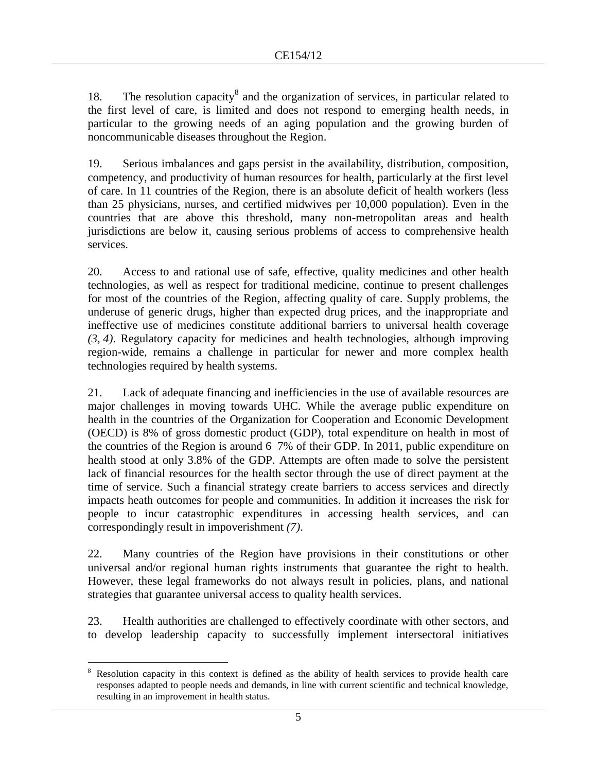18. The resolution capacity[8] and the organization of services, in particular related to the first level of care, is limited and does not respond to emerging health needs, in particular to the growing needs of an aging population and the growing burden of noncommunicable diseases throughout the Region.

19. Serious imbalances and gaps persist in the availability, distribution, composition, competency, and productivity of human resources for health, particularly at the first level of care. In 11 countries of the Region, there is an absolute deficit of health workers (less than 25 physicians, nurses, and certified midwives per 10,000 population). Even in the countries that are above this threshold, many non-metropolitan areas and health jurisdictions are below it, causing serious problems of access to comprehensive health services.

20. Access to and rational use of safe, effective, quality medicines and other health technologies, as well as respect for traditional medicine, continue to present challenges for most of the countries of the Region, affecting quality of care. Supply problems, the underuse of generic drugs, higher than expected drug prices, and the inappropriate and ineffective use of medicines constitute additional barriers to universal health coverage *(3, 4)*. Regulatory capacity for medicines and health technologies, although improving region-wide, remains a challenge in particular for newer and more complex health technologies required by health systems.

21. Lack of adequate financing and inefficiencies in the use of available resources are major challenges in moving towards UHC. While the average public expenditure on health in the countries of the Organization for Cooperation and Economic Development (OECD) is 8% of gross domestic product (GDP), total expenditure on health in most of the countries of the Region is around 6–7% of their GDP. In 2011, public expenditure on health stood at only 3.8% of the GDP. Attempts are often made to solve the persistent lack of financial resources for the health sector through the use of direct payment at the time of service. Such a financial strategy create barriers to access services and directly impacts heath outcomes for people and communities. In addition it increases the risk for people to incur catastrophic expenditures in accessing health services, and can correspondingly result in impoverishment *(7)*.

22. Many countries of the Region have provisions in their constitutions or other universal and/or regional human rights instruments that guarantee the right to health. However, these legal frameworks do not always result in policies, plans, and national strategies that guarantee universal access to quality health services.

23. Health authorities are challenged to effectively coordinate with other sectors, and to develop leadership capacity to successfully implement intersectoral initiatives

---

[8] Resolution capacity in this context is defined as the ability of health services to provide health care responses adapted to people needs and demands, in line with current scientific and technical knowledge, resulting in an improvement in health status.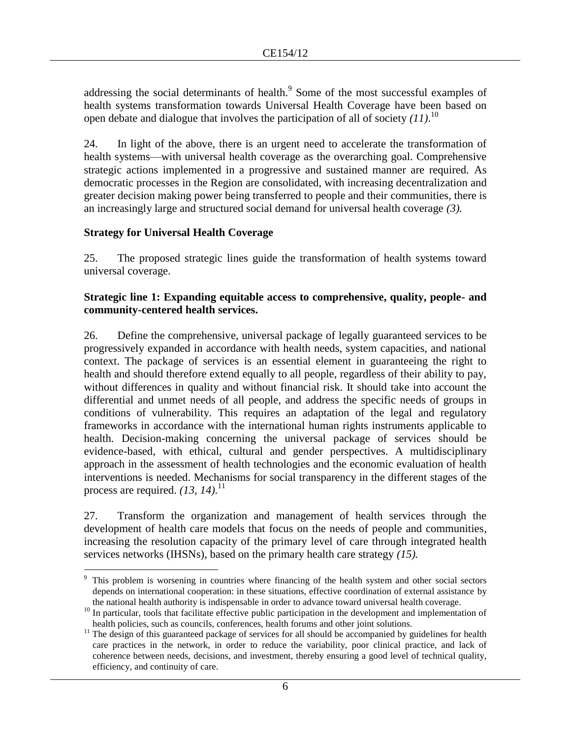addressing the social determinants of health.[9] Some of the most successful examples of health systems transformation towards Universal Health Coverage have been based on open debate and dialogue that involves the participation of all of society *(11)*.[10]

24. In light of the above, there is an urgent need to accelerate the transformation of health systems—with universal health coverage as the overarching goal. Comprehensive strategic actions implemented in a progressive and sustained manner are required. As democratic processes in the Region are consolidated, with increasing decentralization and greater decision making power being transferred to people and their communities, there is an increasingly large and structured social demand for universal health coverage *(3).*

## Strategy for Universal Health Coverage

25. The proposed strategic lines guide the transformation of health systems toward universal coverage.

### Strategic line 1: Expanding equitable access to comprehensive, quality, people- and community-centered health services.

26. Define the comprehensive, universal package of legally guaranteed services to be progressively expanded in accordance with health needs, system capacities, and national context. The package of services is an essential element in guaranteeing the right to health and should therefore extend equally to all people, regardless of their ability to pay, without differences in quality and without financial risk. It should take into account the differential and unmet needs of all people, and address the specific needs of groups in conditions of vulnerability. This requires an adaptation of the legal and regulatory frameworks in accordance with the international human rights instruments applicable to health. Decision-making concerning the universal package of services should be evidence-based, with ethical, cultural and gender perspectives. A multidisciplinary approach in the assessment of health technologies and the economic evaluation of health interventions is needed. Mechanisms for social transparency in the different stages of the process are required. *(13, 14).*[11]

27. Transform the organization and management of health services through the development of health care models that focus on the needs of people and communities, increasing the resolution capacity of the primary level of care through integrated health services networks (IHSNs), based on the primary health care strategy *(15).*

---

[9] This problem is worsening in countries where financing of the health system and other social sectors depends on international cooperation: in these situations, effective coordination of external assistance by the national health authority is indispensable in order to advance toward universal health coverage.

[10] In particular, tools that facilitate effective public participation in the development and implementation of health policies, such as councils, conferences, health forums and other joint solutions.

[11] The design of this guaranteed package of services for all should be accompanied by guidelines for health care practices in the network, in order to reduce the variability, poor clinical practice, and lack of coherence between needs, decisions, and investment, thereby ensuring a good level of technical quality, efficiency, and continuity of care.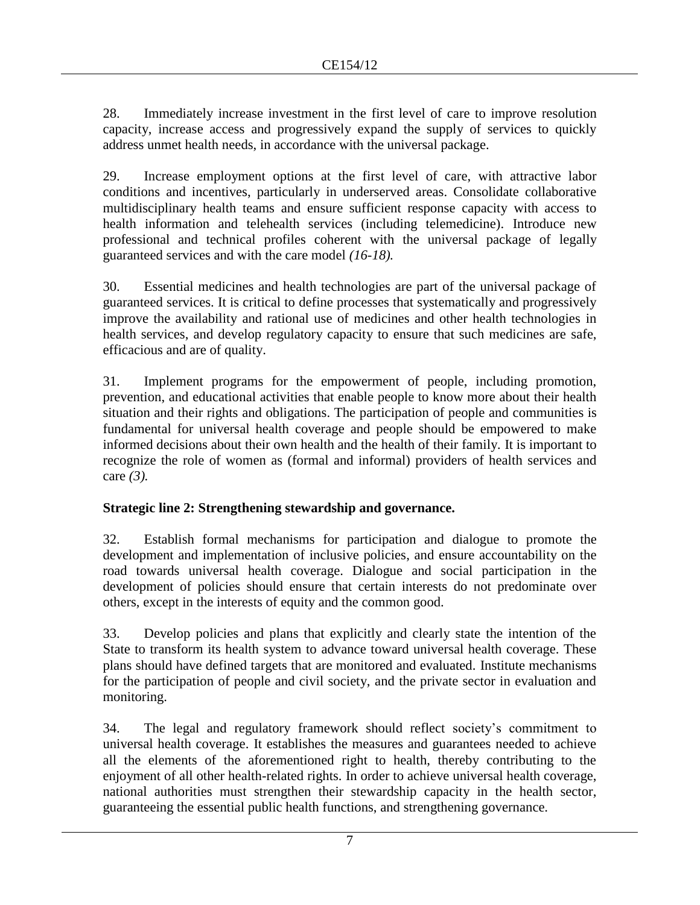28. Immediately increase investment in the first level of care to improve resolution capacity, increase access and progressively expand the supply of services to quickly address unmet health needs, in accordance with the universal package.

29. Increase employment options at the first level of care, with attractive labor conditions and incentives, particularly in underserved areas. Consolidate collaborative multidisciplinary health teams and ensure sufficient response capacity with access to health information and telehealth services (including telemedicine). Introduce new professional and technical profiles coherent with the universal package of legally guaranteed services and with the care model *(16-18).*

30. Essential medicines and health technologies are part of the universal package of guaranteed services. It is critical to define processes that systematically and progressively improve the availability and rational use of medicines and other health technologies in health services, and develop regulatory capacity to ensure that such medicines are safe, efficacious and are of quality.

31. Implement programs for the empowerment of people, including promotion, prevention, and educational activities that enable people to know more about their health situation and their rights and obligations. The participation of people and communities is fundamental for universal health coverage and people should be empowered to make informed decisions about their own health and the health of their family. It is important to recognize the role of women as (formal and informal) providers of health services and care *(3).*

**Strategic line 2: Strengthening stewardship and governance.**

32. Establish formal mechanisms for participation and dialogue to promote the development and implementation of inclusive policies, and ensure accountability on the road towards universal health coverage. Dialogue and social participation in the development of policies should ensure that certain interests do not predominate over others, except in the interests of equity and the common good.

33. Develop policies and plans that explicitly and clearly state the intention of the State to transform its health system to advance toward universal health coverage. These plans should have defined targets that are monitored and evaluated. Institute mechanisms for the participation of people and civil society, and the private sector in evaluation and monitoring.

34. The legal and regulatory framework should reflect society's commitment to universal health coverage. It establishes the measures and guarantees needed to achieve all the elements of the aforementioned right to health, thereby contributing to the enjoyment of all other health-related rights. In order to achieve universal health coverage, national authorities must strengthen their stewardship capacity in the health sector, guaranteeing the essential public health functions, and strengthening governance.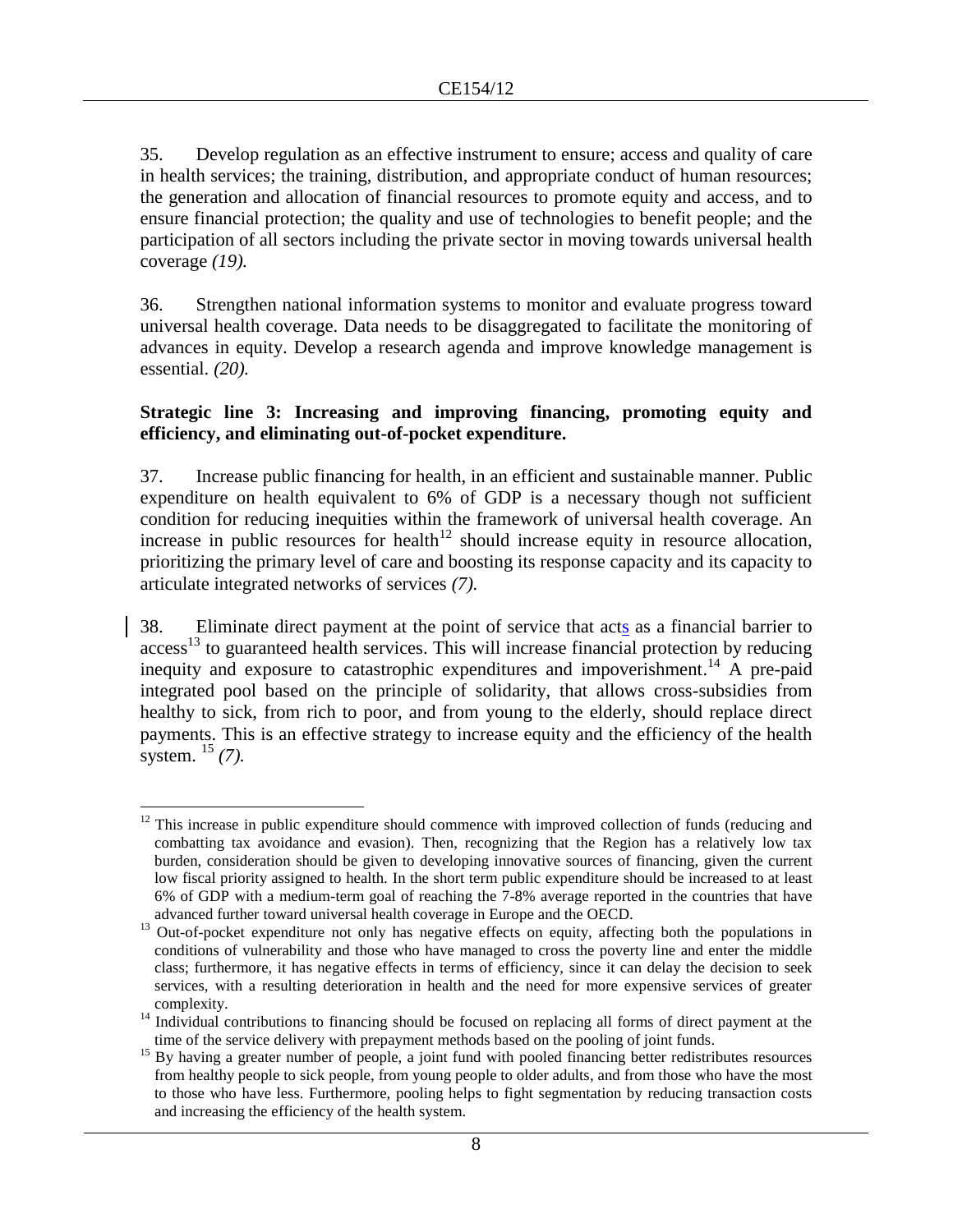35. Develop regulation as an effective instrument to ensure; access and quality of care in health services; the training, distribution, and appropriate conduct of human resources; the generation and allocation of financial resources to promote equity and access, and to ensure financial protection; the quality and use of technologies to benefit people; and the participation of all sectors including the private sector in moving towards universal health coverage *(19).*

36. Strengthen national information systems to monitor and evaluate progress toward universal health coverage. Data needs to be disaggregated to facilitate the monitoring of advances in equity. Develop a research agenda and improve knowledge management is essential. *(20).*

**Strategic line 3: Increasing and improving financing, promoting equity and efficiency, and eliminating out-of-pocket expenditure.**

37. Increase public financing for health, in an efficient and sustainable manner. Public expenditure on health equivalent to 6% of GDP is a necessary though not sufficient condition for reducing inequities within the framework of universal health coverage. An increase in public resources for health[12] should increase equity in resource allocation, prioritizing the primary level of care and boosting its response capacity and its capacity to articulate integrated networks of services *(7).*

38. Eliminate direct payment at the point of service that acts as a financial barrier to access[13] to guaranteed health services. This will increase financial protection by reducing inequity and exposure to catastrophic expenditures and impoverishment.[14] A pre-paid integrated pool based on the principle of solidarity, that allows cross-subsidies from healthy to sick, from rich to poor, and from young to the elderly, should replace direct payments. This is an effective strategy to increase equity and the efficiency of the health system. [15] *(7).*

---

[12] This increase in public expenditure should commence with improved collection of funds (reducing and combatting tax avoidance and evasion). Then, recognizing that the Region has a relatively low tax burden, consideration should be given to developing innovative sources of financing, given the current low fiscal priority assigned to health. In the short term public expenditure should be increased to at least 6% of GDP with a medium-term goal of reaching the 7-8% average reported in the countries that have advanced further toward universal health coverage in Europe and the OECD.

[13] Out-of-pocket expenditure not only has negative effects on equity, affecting both the populations in conditions of vulnerability and those who have managed to cross the poverty line and enter the middle class; furthermore, it has negative effects in terms of efficiency, since it can delay the decision to seek services, with a resulting deterioration in health and the need for more expensive services of greater complexity.

[14] Individual contributions to financing should be focused on replacing all forms of direct payment at the time of the service delivery with prepayment methods based on the pooling of joint funds.

[15] By having a greater number of people, a joint fund with pooled financing better redistributes resources from healthy people to sick people, from young people to older adults, and from those who have the most to those who have less. Furthermore, pooling helps to fight segmentation by reducing transaction costs and increasing the efficiency of the health system.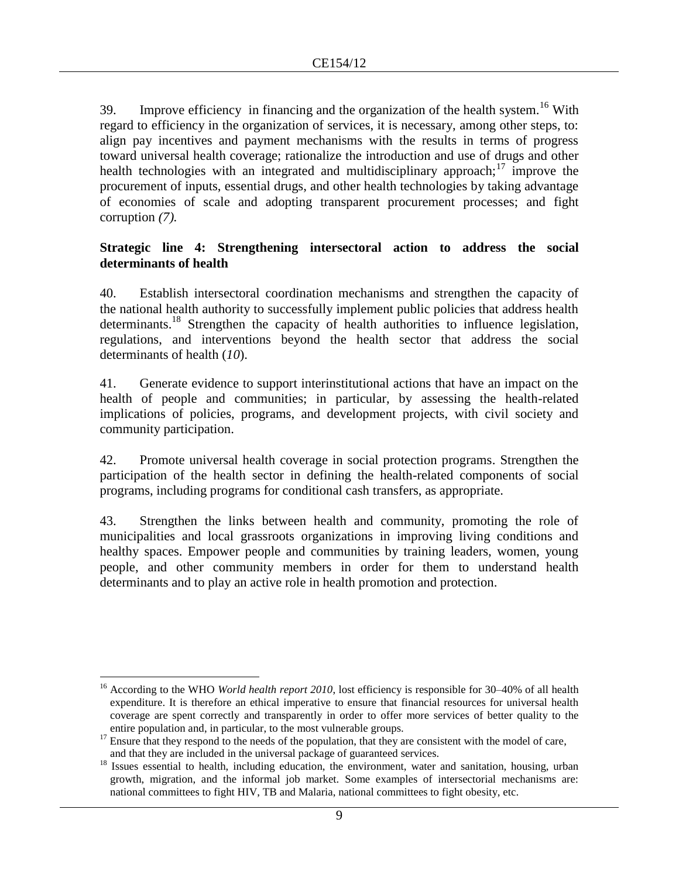39. Improve efficiency in financing and the organization of the health system.[16] With regard to efficiency in the organization of services, it is necessary, among other steps, to: align pay incentives and payment mechanisms with the results in terms of progress toward universal health coverage; rationalize the introduction and use of drugs and other health technologies with an integrated and multidisciplinary approach;[17] improve the procurement of inputs, essential drugs, and other health technologies by taking advantage of economies of scale and adopting transparent procurement processes; and fight corruption *(7).*

**Strategic line 4: Strengthening intersectoral action to address the social determinants of health**

40. Establish intersectoral coordination mechanisms and strengthen the capacity of the national health authority to successfully implement public policies that address health determinants.[18] Strengthen the capacity of health authorities to influence legislation, regulations, and interventions beyond the health sector that address the social determinants of health (*10*).

41. Generate evidence to support interinstitutional actions that have an impact on the health of people and communities; in particular, by assessing the health-related implications of policies, programs, and development projects, with civil society and community participation.

42. Promote universal health coverage in social protection programs. Strengthen the participation of the health sector in defining the health-related components of social programs, including programs for conditional cash transfers, as appropriate.

43. Strengthen the links between health and community, promoting the role of municipalities and local grassroots organizations in improving living conditions and healthy spaces. Empower people and communities by training leaders, women, young people, and other community members in order for them to understand health determinants and to play an active role in health promotion and protection.

---

[16] According to the WHO *World health report 2010*, lost efficiency is responsible for 30–40% of all health expenditure. It is therefore an ethical imperative to ensure that financial resources for universal health coverage are spent correctly and transparently in order to offer more services of better quality to the entire population and, in particular, to the most vulnerable groups.

[17] Ensure that they respond to the needs of the population, that they are consistent with the model of care, and that they are included in the universal package of guaranteed services.

[18] Issues essential to health, including education, the environment, water and sanitation, housing, urban growth, migration, and the informal job market. Some examples of intersectorial mechanisms are: national committees to fight HIV, TB and Malaria, national committees to fight obesity, etc.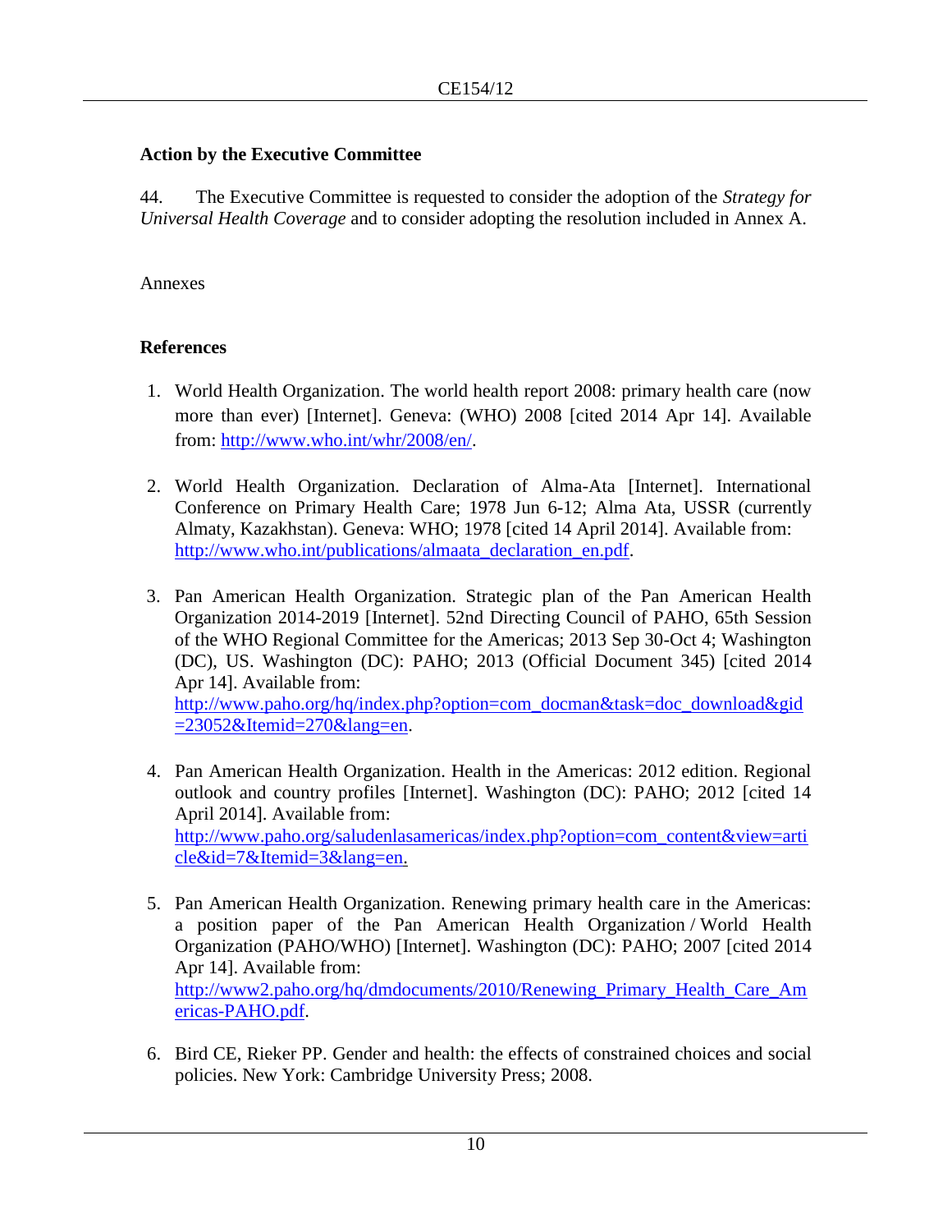### Action by the Executive Committee

44. The Executive Committee is requested to consider the adoption of the *Strategy for Universal Health Coverage* and to consider adopting the resolution included in Annex A.

Annexes

### References

1. World Health Organization. The world health report 2008: primary health care (now more than ever) [Internet]. Geneva: (WHO) 2008 [cited 2014 Apr 14]. Available from: http://www.who.int/whr/2008/en/.

2. World Health Organization. Declaration of Alma-Ata [Internet]. International Conference on Primary Health Care; 1978 Jun 6-12; Alma Ata, USSR (currently Almaty, Kazakhstan). Geneva: WHO; 1978 [cited 14 April 2014]. Available from: http://www.who.int/publications/almaata_declaration_en.pdf.

3. Pan American Health Organization. Strategic plan of the Pan American Health Organization 2014-2019 [Internet]. 52nd Directing Council of PAHO, 65th Session of the WHO Regional Committee for the Americas; 2013 Sep 30-Oct 4; Washington (DC), US. Washington (DC): PAHO; 2013 (Official Document 345) [cited 2014 Apr 14]. Available from: http://www.paho.org/hq/index.php?option=com_docman&task=doc_download&gid=23052&Itemid=270&lang=en.

4. Pan American Health Organization. Health in the Americas: 2012 edition. Regional outlook and country profiles [Internet]. Washington (DC): PAHO; 2012 [cited 14 April 2014]. Available from: http://www.paho.org/saludenlasamericas/index.php?option=com_content&view=article&id=7&Itemid=3&lang=en.

5. Pan American Health Organization. Renewing primary health care in the Americas: a position paper of the Pan American Health Organization / World Health Organization (PAHO/WHO) [Internet]. Washington (DC): PAHO; 2007 [cited 2014 Apr 14]. Available from: http://www2.paho.org/hq/dmdocuments/2010/Renewing_Primary_Health_Care_Americas-PAHO.pdf.

6. Bird CE, Rieker PP. Gender and health: the effects of constrained choices and social policies. New York: Cambridge University Press; 2008.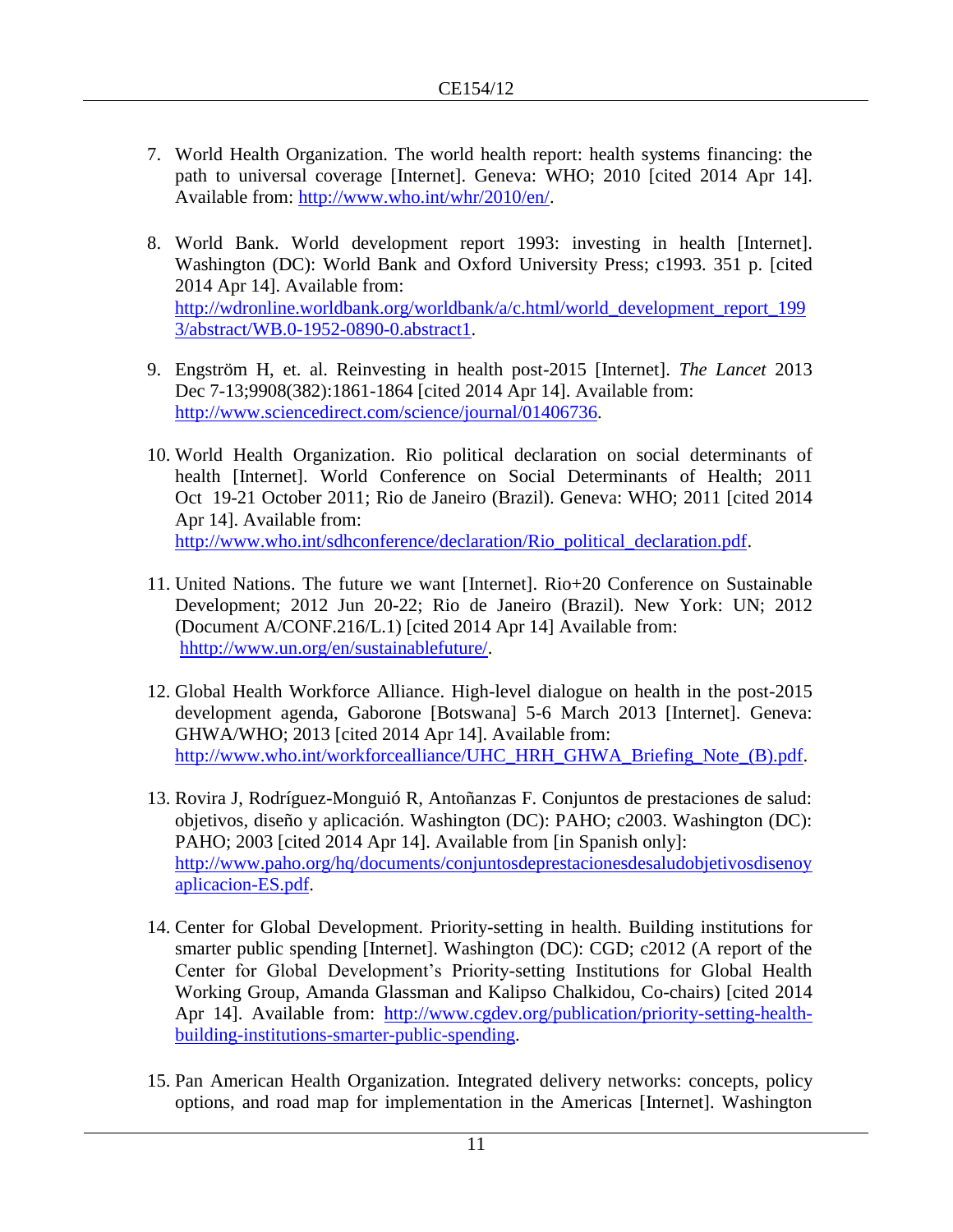7. World Health Organization. The world health report: health systems financing: the path to universal coverage [Internet]. Geneva: WHO; 2010 [cited 2014 Apr 14]. Available from: http://www.who.int/whr/2010/en/.

8. World Bank. World development report 1993: investing in health [Internet]. Washington (DC): World Bank and Oxford University Press; c1993. 351 p. [cited 2014 Apr 14]. Available from: http://wdronline.worldbank.org/worldbank/a/c.html/world_development_report_1993/abstract/WB.0-1952-0890-0.abstract1.

9. Engström H, et. al. Reinvesting in health post-2015 [Internet]. *The Lancet* 2013 Dec 7-13;9908(382):1861-1864 [cited 2014 Apr 14]. Available from: http://www.sciencedirect.com/science/journal/01406736.

10. World Health Organization. Rio political declaration on social determinants of health [Internet]. World Conference on Social Determinants of Health; 2011 Oct 19-21 October 2011; Rio de Janeiro (Brazil). Geneva: WHO; 2011 [cited 2014 Apr 14]. Available from: http://www.who.int/sdhconference/declaration/Rio_political_declaration.pdf.

11. United Nations. The future we want [Internet]. Rio+20 Conference on Sustainable Development; 2012 Jun 20-22; Rio de Janeiro (Brazil). New York: UN; 2012 (Document A/CONF.216/L.1) [cited 2014 Apr 14] Available from: hhttp://www.un.org/en/sustainablefuture/.

12. Global Health Workforce Alliance. High-level dialogue on health in the post-2015 development agenda, Gaborone [Botswana] 5-6 March 2013 [Internet]. Geneva: GHWA/WHO; 2013 [cited 2014 Apr 14]. Available from: http://www.who.int/workforcealliance/UHC_HRH_GHWA_Briefing_Note_(B).pdf.

13. Rovira J, Rodríguez-Monguió R, Antoñanzas F. Conjuntos de prestaciones de salud: objetivos, diseño y aplicación. Washington (DC): PAHO; c2003. Washington (DC): PAHO; 2003 [cited 2014 Apr 14]. Available from [in Spanish only]: http://www.paho.org/hq/documents/conjuntosdeprestacionesdesaludobjetivosdisenoyaplicacion-ES.pdf.

14. Center for Global Development. Priority-setting in health. Building institutions for smarter public spending [Internet]. Washington (DC): CGD; c2012 (A report of the Center for Global Development's Priority-setting Institutions for Global Health Working Group, Amanda Glassman and Kalipso Chalkidou, Co-chairs) [cited 2014 Apr 14]. Available from: http://www.cgdev.org/publication/priority-setting-health-building-institutions-smarter-public-spending.

15. Pan American Health Organization. Integrated delivery networks: concepts, policy options, and road map for implementation in the Americas [Internet]. Washington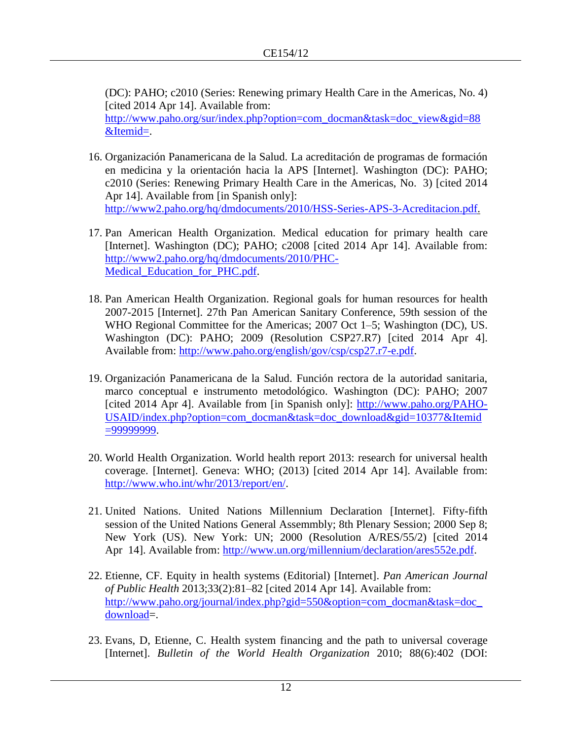(DC): PAHO; c2010 (Series: Renewing primary Health Care in the Americas, No. 4) [cited 2014 Apr 14]. Available from: http://www.paho.org/sur/index.php?option=com_docman&task=doc_view&gid=88&Itemid=.

16. Organización Panamericana de la Salud. La acreditación de programas de formación en medicina y la orientación hacia la APS [Internet]. Washington (DC): PAHO; c2010 (Series: Renewing Primary Health Care in the Americas, No. 3) [cited 2014 Apr 14]. Available from [in Spanish only]: http://www2.paho.org/hq/dmdocuments/2010/HSS-Series-APS-3-Acreditacion.pdf.

17. Pan American Health Organization. Medical education for primary health care [Internet]. Washington (DC); PAHO; c2008 [cited 2014 Apr 14]. Available from: http://www2.paho.org/hq/dmdocuments/2010/PHC-Medical_Education_for_PHC.pdf.

18. Pan American Health Organization. Regional goals for human resources for health 2007-2015 [Internet]. 27th Pan American Sanitary Conference, 59th session of the WHO Regional Committee for the Americas; 2007 Oct 1–5; Washington (DC), US. Washington (DC): PAHO; 2009 (Resolution CSP27.R7) [cited 2014 Apr 4]. Available from: http://www.paho.org/english/gov/csp/csp27.r7-e.pdf.

19. Organización Panamericana de la Salud. Función rectora de la autoridad sanitaria, marco conceptual e instrumento metodológico. Washington (DC): PAHO; 2007 [cited 2014 Apr 4]. Available from [in Spanish only]: http://www.paho.org/PAHO-USAID/index.php?option=com_docman&task=doc_download&gid=10377&Itemid=99999999.

20. World Health Organization. World health report 2013: research for universal health coverage. [Internet]. Geneva: WHO; (2013) [cited 2014 Apr 14]. Available from: http://www.who.int/whr/2013/report/en/.

21. United Nations. United Nations Millennium Declaration [Internet]. Fifty-fifth session of the United Nations General Assemmbly; 8th Plenary Session; 2000 Sep 8; New York (US). New York: UN; 2000 (Resolution A/RES/55/2) [cited 2014 Apr 14]. Available from: http://www.un.org/millennium/declaration/ares552e.pdf.

22. Etienne, CF. Equity in health systems (Editorial) [Internet]. *Pan American Journal of Public Health* 2013;33(2):81–82 [cited 2014 Apr 14]. Available from: http://www.paho.org/journal/index.php?gid=550&option=com_docman&task=doc_download=.

23. Evans, D, Etienne, C. Health system financing and the path to universal coverage [Internet]. *Bulletin of the World Health Organization* 2010; 88(6):402 (DOI: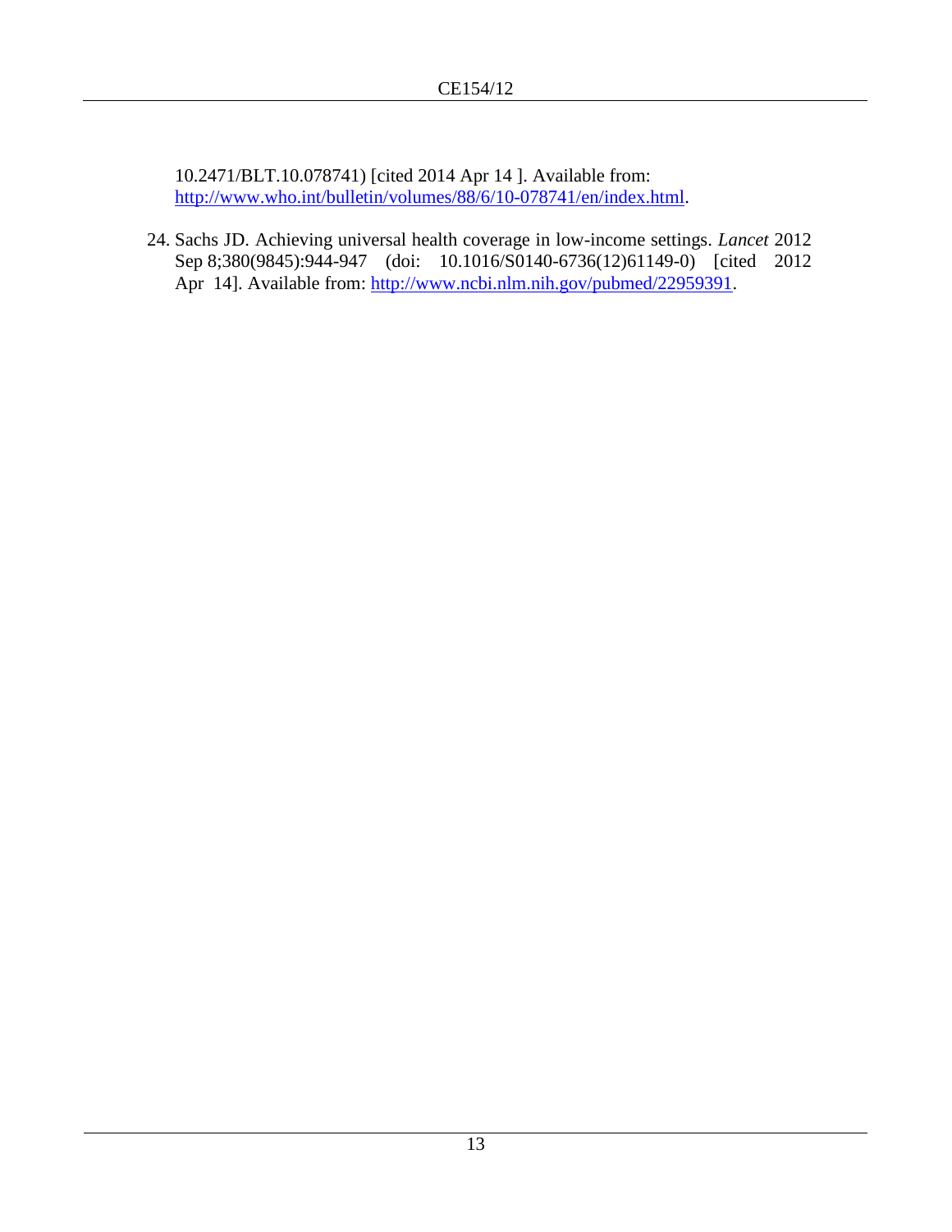10.2471/BLT.10.078741) [cited 2014 Apr 14 ]. Available from: http://www.who.int/bulletin/volumes/88/6/10-078741/en/index.html.

24. Sachs JD. Achieving universal health coverage in low-income settings. *Lancet* 2012 Sep 8;380(9845):944-947 (doi: 10.1016/S0140-6736(12)61149-0) [cited 2012 Apr 14]. Available from: http://www.ncbi.nlm.nih.gov/pubmed/22959391.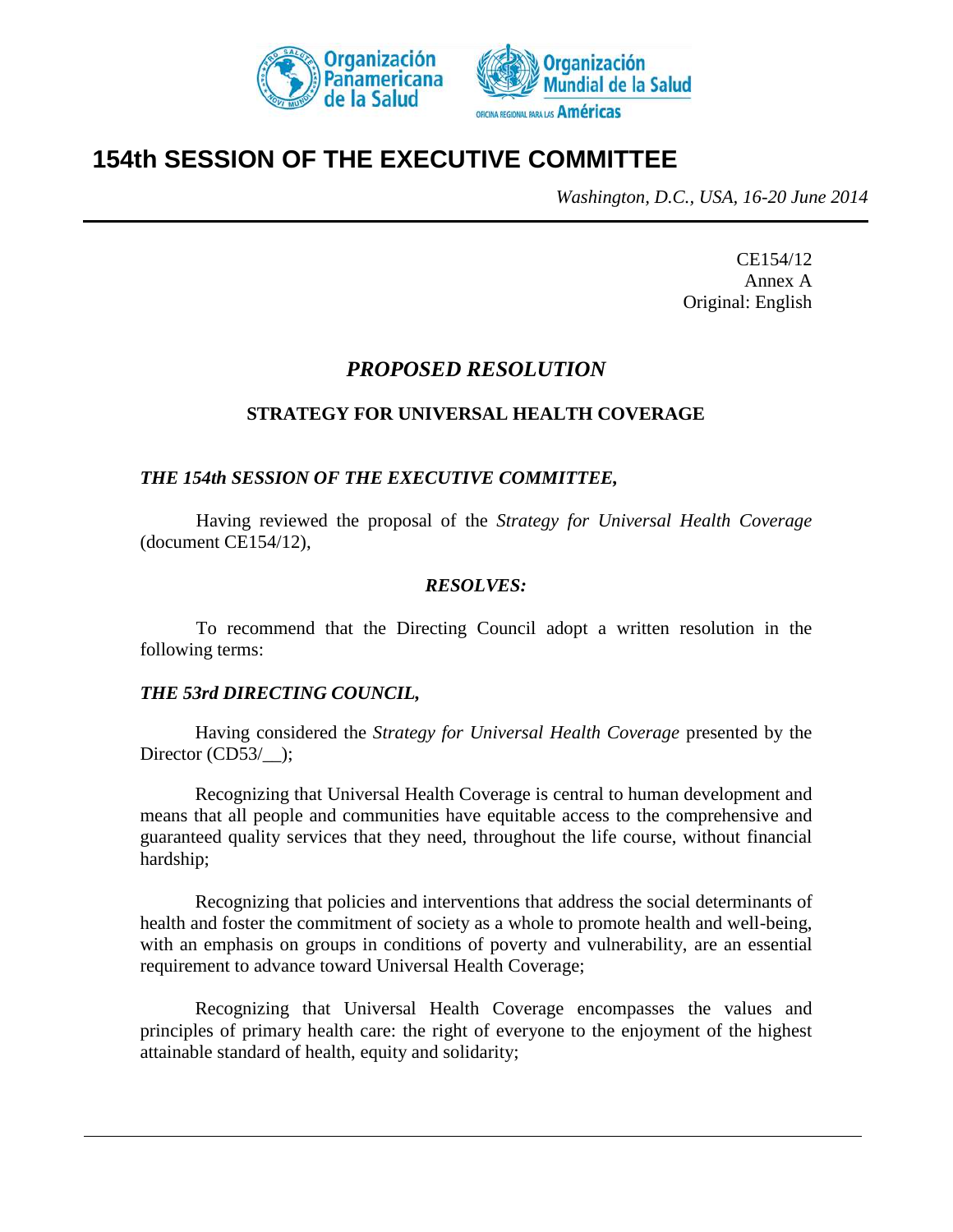# 154th SESSION OF THE EXECUTIVE COMMITTEE

*Washington, D.C., USA, 16-20 June 2014*

CE154/12
Annex A
Original: English

## *PROPOSED RESOLUTION*

### STRATEGY FOR UNIVERSAL HEALTH COVERAGE

***THE 154th SESSION OF THE EXECUTIVE COMMITTEE,***

Having reviewed the proposal of the *Strategy for Universal Health Coverage* (document CE154/12),

***RESOLVES:***

To recommend that the Directing Council adopt a written resolution in the following terms:

***THE 53rd DIRECTING COUNCIL,***

Having considered the *Strategy for Universal Health Coverage* presented by the Director (CD53/__);

Recognizing that Universal Health Coverage is central to human development and means that all people and communities have equitable access to the comprehensive and guaranteed quality services that they need, throughout the life course, without financial hardship;

Recognizing that policies and interventions that address the social determinants of health and foster the commitment of society as a whole to promote health and well-being, with an emphasis on groups in conditions of poverty and vulnerability, are an essential requirement to advance toward Universal Health Coverage;

Recognizing that Universal Health Coverage encompasses the values and principles of primary health care: the right of everyone to the enjoyment of the highest attainable standard of health, equity and solidarity;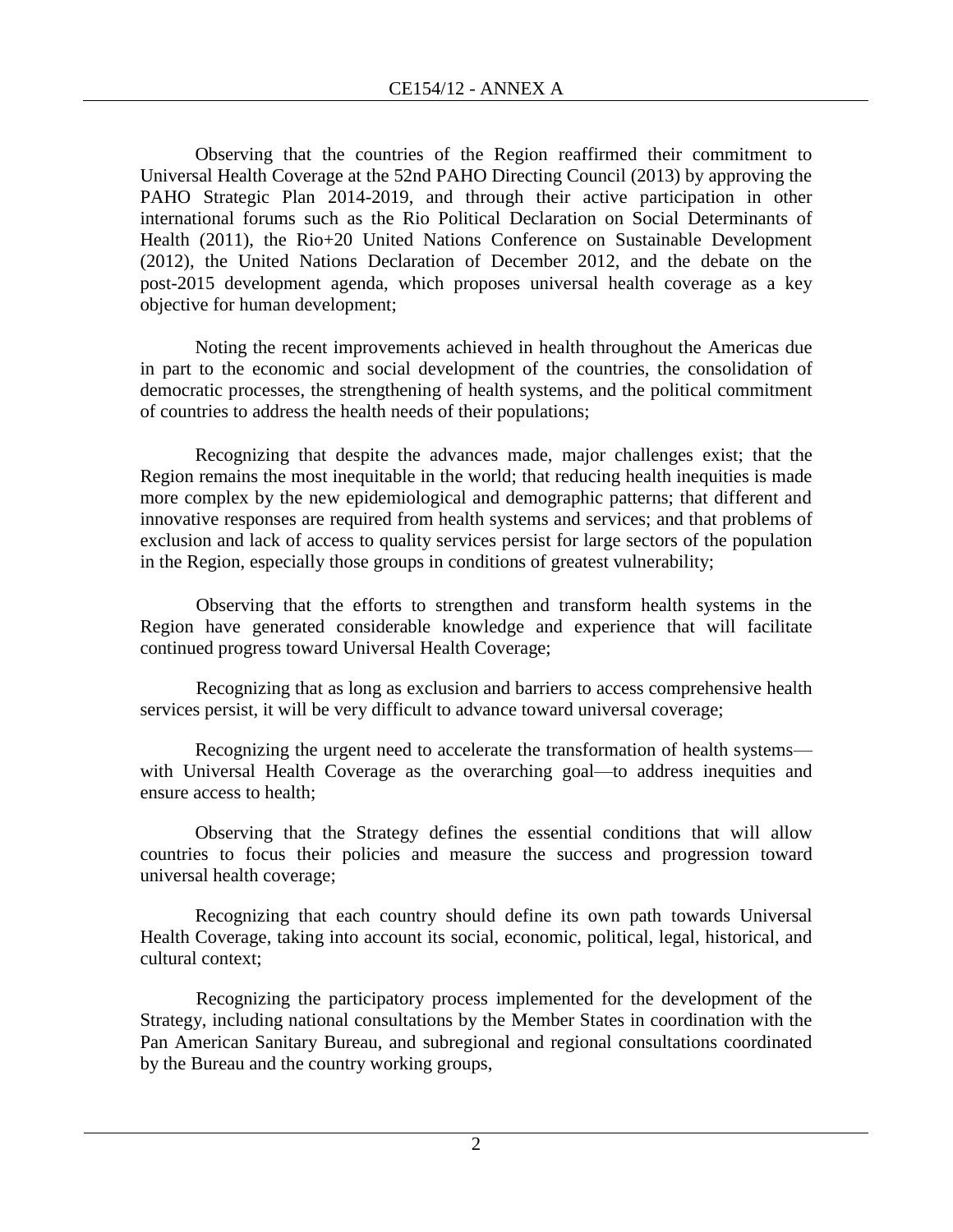Observing that the countries of the Region reaffirmed their commitment to Universal Health Coverage at the 52nd PAHO Directing Council (2013) by approving the PAHO Strategic Plan 2014-2019, and through their active participation in other international forums such as the Rio Political Declaration on Social Determinants of Health (2011), the Rio+20 United Nations Conference on Sustainable Development (2012), the United Nations Declaration of December 2012, and the debate on the post-2015 development agenda, which proposes universal health coverage as a key objective for human development;

Noting the recent improvements achieved in health throughout the Americas due in part to the economic and social development of the countries, the consolidation of democratic processes, the strengthening of health systems, and the political commitment of countries to address the health needs of their populations;

Recognizing that despite the advances made, major challenges exist; that the Region remains the most inequitable in the world; that reducing health inequities is made more complex by the new epidemiological and demographic patterns; that different and innovative responses are required from health systems and services; and that problems of exclusion and lack of access to quality services persist for large sectors of the population in the Region, especially those groups in conditions of greatest vulnerability;

Observing that the efforts to strengthen and transform health systems in the Region have generated considerable knowledge and experience that will facilitate continued progress toward Universal Health Coverage;

Recognizing that as long as exclusion and barriers to access comprehensive health services persist, it will be very difficult to advance toward universal coverage;

Recognizing the urgent need to accelerate the transformation of health systems—with Universal Health Coverage as the overarching goal—to address inequities and ensure access to health;

Observing that the Strategy defines the essential conditions that will allow countries to focus their policies and measure the success and progression toward universal health coverage;

Recognizing that each country should define its own path towards Universal Health Coverage, taking into account its social, economic, political, legal, historical, and cultural context;

Recognizing the participatory process implemented for the development of the Strategy, including national consultations by the Member States in coordination with the Pan American Sanitary Bureau, and subregional and regional consultations coordinated by the Bureau and the country working groups,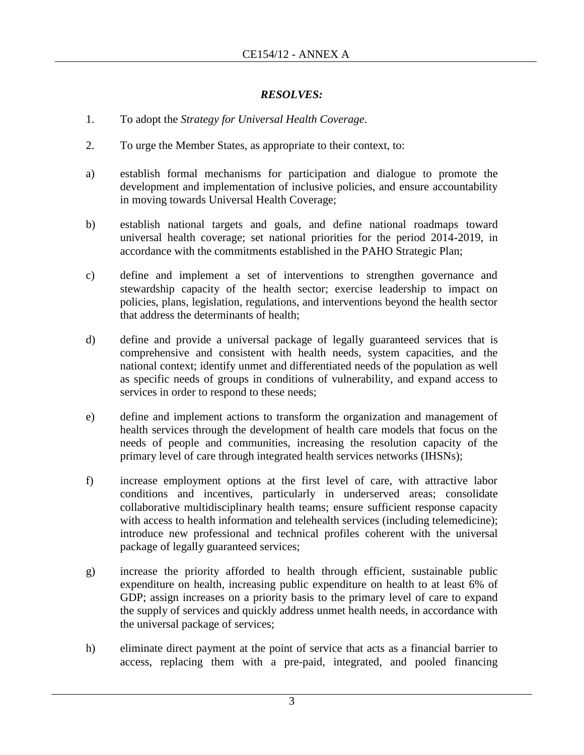***RESOLVES:***

1. To adopt the *Strategy for Universal Health Coverage*.

2. To urge the Member States, as appropriate to their context, to:

a) establish formal mechanisms for participation and dialogue to promote the development and implementation of inclusive policies, and ensure accountability in moving towards Universal Health Coverage;

b) establish national targets and goals, and define national roadmaps toward universal health coverage; set national priorities for the period 2014-2019, in accordance with the commitments established in the PAHO Strategic Plan;

c) define and implement a set of interventions to strengthen governance and stewardship capacity of the health sector; exercise leadership to impact on policies, plans, legislation, regulations, and interventions beyond the health sector that address the determinants of health;

d) define and provide a universal package of legally guaranteed services that is comprehensive and consistent with health needs, system capacities, and the national context; identify unmet and differentiated needs of the population as well as specific needs of groups in conditions of vulnerability, and expand access to services in order to respond to these needs;

e) define and implement actions to transform the organization and management of health services through the development of health care models that focus on the needs of people and communities, increasing the resolution capacity of the primary level of care through integrated health services networks (IHSNs);

f) increase employment options at the first level of care, with attractive labor conditions and incentives, particularly in underserved areas; consolidate collaborative multidisciplinary health teams; ensure sufficient response capacity with access to health information and telehealth services (including telemedicine); introduce new professional and technical profiles coherent with the universal package of legally guaranteed services;

g) increase the priority afforded to health through efficient, sustainable public expenditure on health, increasing public expenditure on health to at least 6% of GDP; assign increases on a priority basis to the primary level of care to expand the supply of services and quickly address unmet health needs, in accordance with the universal package of services;

h) eliminate direct payment at the point of service that acts as a financial barrier to access, replacing them with a pre-paid, integrated, and pooled financing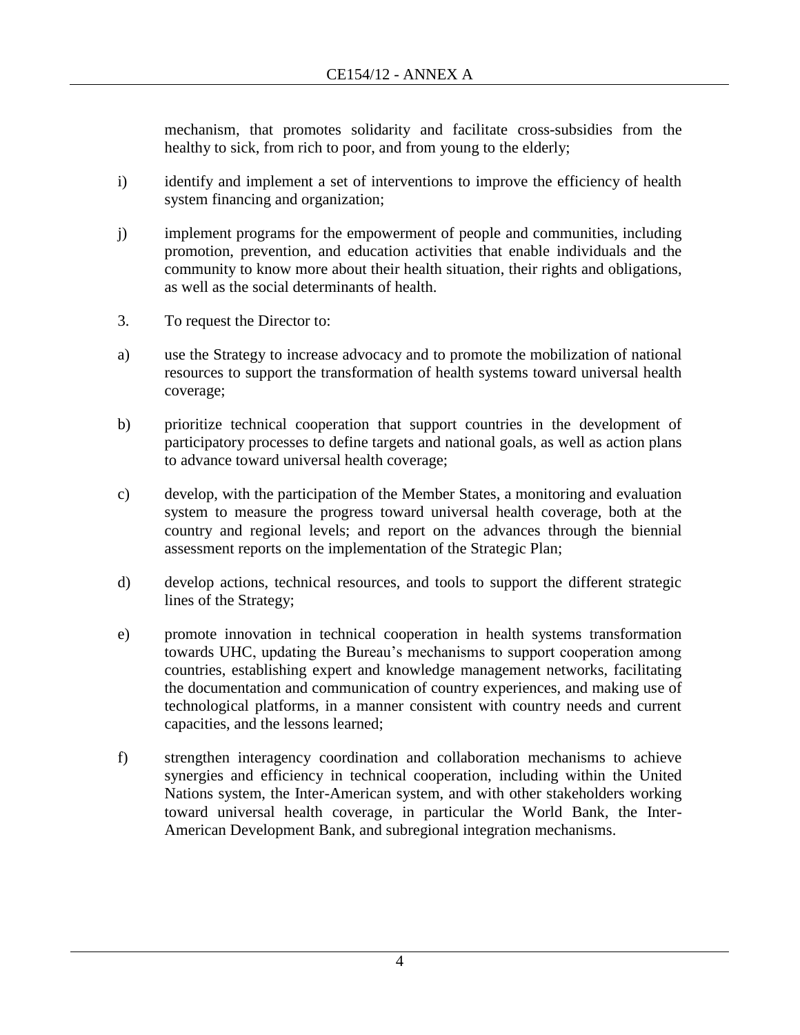mechanism, that promotes solidarity and facilitate cross-subsidies from the healthy to sick, from rich to poor, and from young to the elderly;

i) identify and implement a set of interventions to improve the efficiency of health system financing and organization;

j) implement programs for the empowerment of people and communities, including promotion, prevention, and education activities that enable individuals and the community to know more about their health situation, their rights and obligations, as well as the social determinants of health.

3. To request the Director to:

a) use the Strategy to increase advocacy and to promote the mobilization of national resources to support the transformation of health systems toward universal health coverage;

b) prioritize technical cooperation that support countries in the development of participatory processes to define targets and national goals, as well as action plans to advance toward universal health coverage;

c) develop, with the participation of the Member States, a monitoring and evaluation system to measure the progress toward universal health coverage, both at the country and regional levels; and report on the advances through the biennial assessment reports on the implementation of the Strategic Plan;

d) develop actions, technical resources, and tools to support the different strategic lines of the Strategy;

e) promote innovation in technical cooperation in health systems transformation towards UHC, updating the Bureau's mechanisms to support cooperation among countries, establishing expert and knowledge management networks, facilitating the documentation and communication of country experiences, and making use of technological platforms, in a manner consistent with country needs and current capacities, and the lessons learned;

f) strengthen interagency coordination and collaboration mechanisms to achieve synergies and efficiency in technical cooperation, including within the United Nations system, the Inter-American system, and with other stakeholders working toward universal health coverage, in particular the World Bank, the Inter-American Development Bank, and subregional integration mechanisms.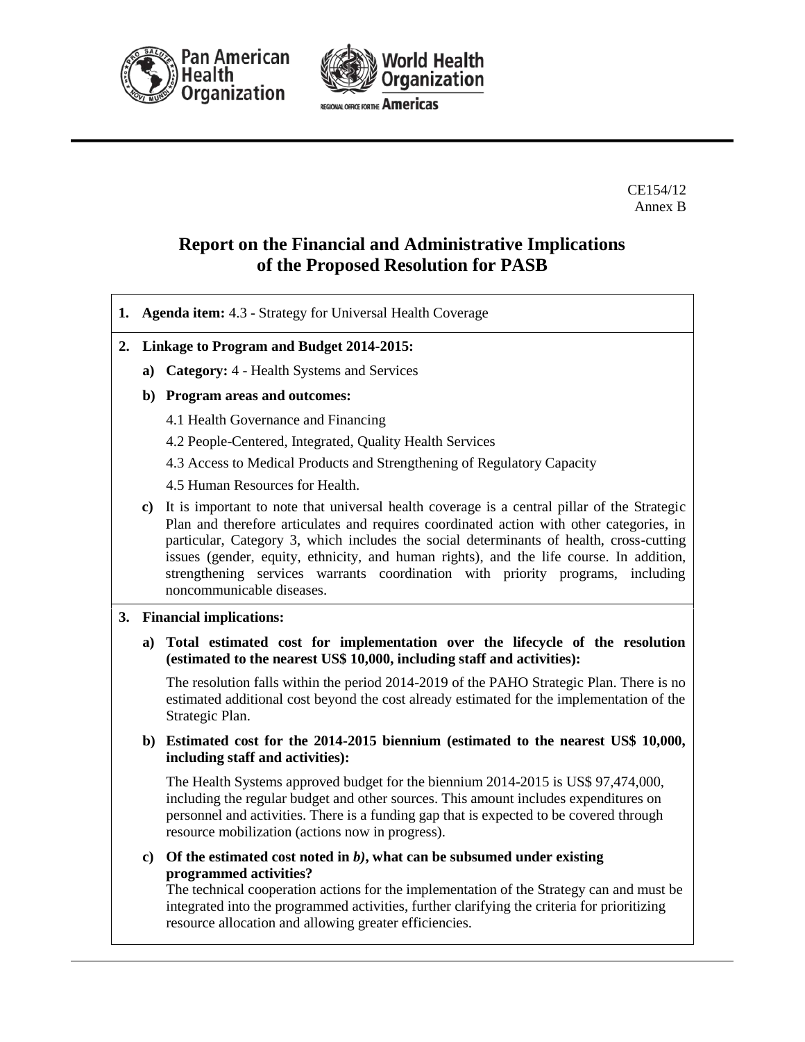CE154/12
Annex B

# Report on the Financial and Administrative Implications of the Proposed Resolution for PASB

**1. Agenda item:** 4.3 - Strategy for Universal Health Coverage

**2. Linkage to Program and Budget 2014-2015:**

**a) Category:** 4 - Health Systems and Services

**b) Program areas and outcomes:**

4.1 Health Governance and Financing

4.2 People-Centered, Integrated, Quality Health Services

4.3 Access to Medical Products and Strengthening of Regulatory Capacity

4.5 Human Resources for Health.

**c)** It is important to note that universal health coverage is a central pillar of the Strategic Plan and therefore articulates and requires coordinated action with other categories, in particular, Category 3, which includes the social determinants of health, cross-cutting issues (gender, equity, ethnicity, and human rights), and the life course. In addition, strengthening services warrants coordination with priority programs, including noncommunicable diseases.

**3. Financial implications:**

**a) Total estimated cost for implementation over the lifecycle of the resolution (estimated to the nearest US$ 10,000, including staff and activities):**

The resolution falls within the period 2014-2019 of the PAHO Strategic Plan. There is no estimated additional cost beyond the cost already estimated for the implementation of the Strategic Plan.

**b) Estimated cost for the 2014-2015 biennium (estimated to the nearest US$ 10,000, including staff and activities):**

The Health Systems approved budget for the biennium 2014-2015 is US$ 97,474,000, including the regular budget and other sources. This amount includes expenditures on personnel and activities. There is a funding gap that is expected to be covered through resource mobilization (actions now in progress).

**c) Of the estimated cost noted in *b)*, what can be subsumed under existing programmed activities?**

The technical cooperation actions for the implementation of the Strategy can and must be integrated into the programmed activities, further clarifying the criteria for prioritizing resource allocation and allowing greater efficiencies.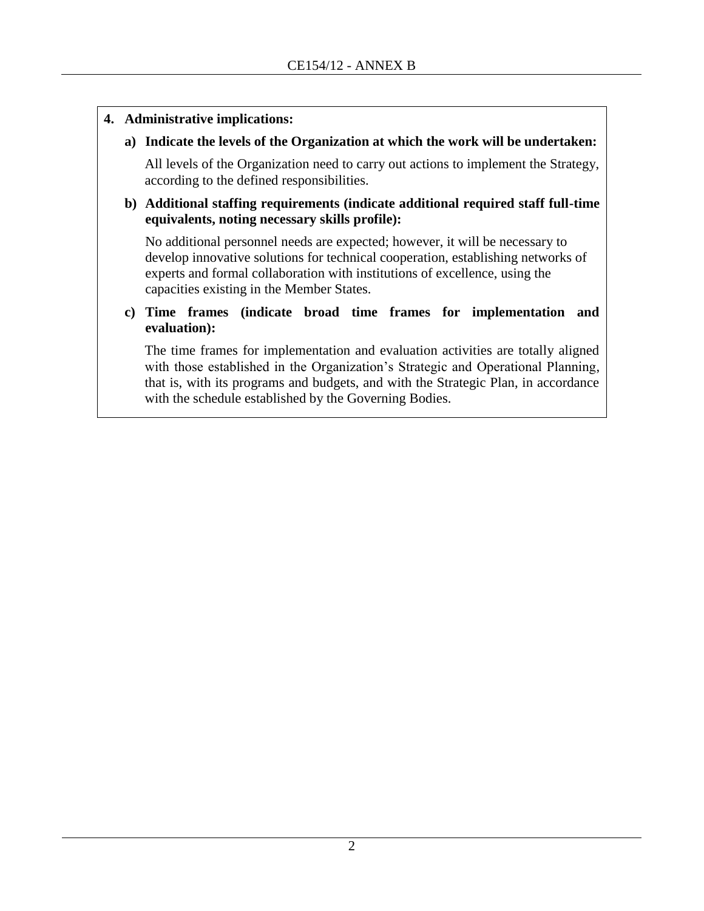**4. Administrative implications:**

**a) Indicate the levels of the Organization at which the work will be undertaken:**

All levels of the Organization need to carry out actions to implement the Strategy, according to the defined responsibilities.

**b) Additional staffing requirements (indicate additional required staff full-time equivalents, noting necessary skills profile):**

No additional personnel needs are expected; however, it will be necessary to develop innovative solutions for technical cooperation, establishing networks of experts and formal collaboration with institutions of excellence, using the capacities existing in the Member States.

**c) Time frames (indicate broad time frames for implementation and evaluation):**

The time frames for implementation and evaluation activities are totally aligned with those established in the Organization's Strategic and Operational Planning, that is, with its programs and budgets, and with the Strategic Plan, in accordance with the schedule established by the Governing Bodies.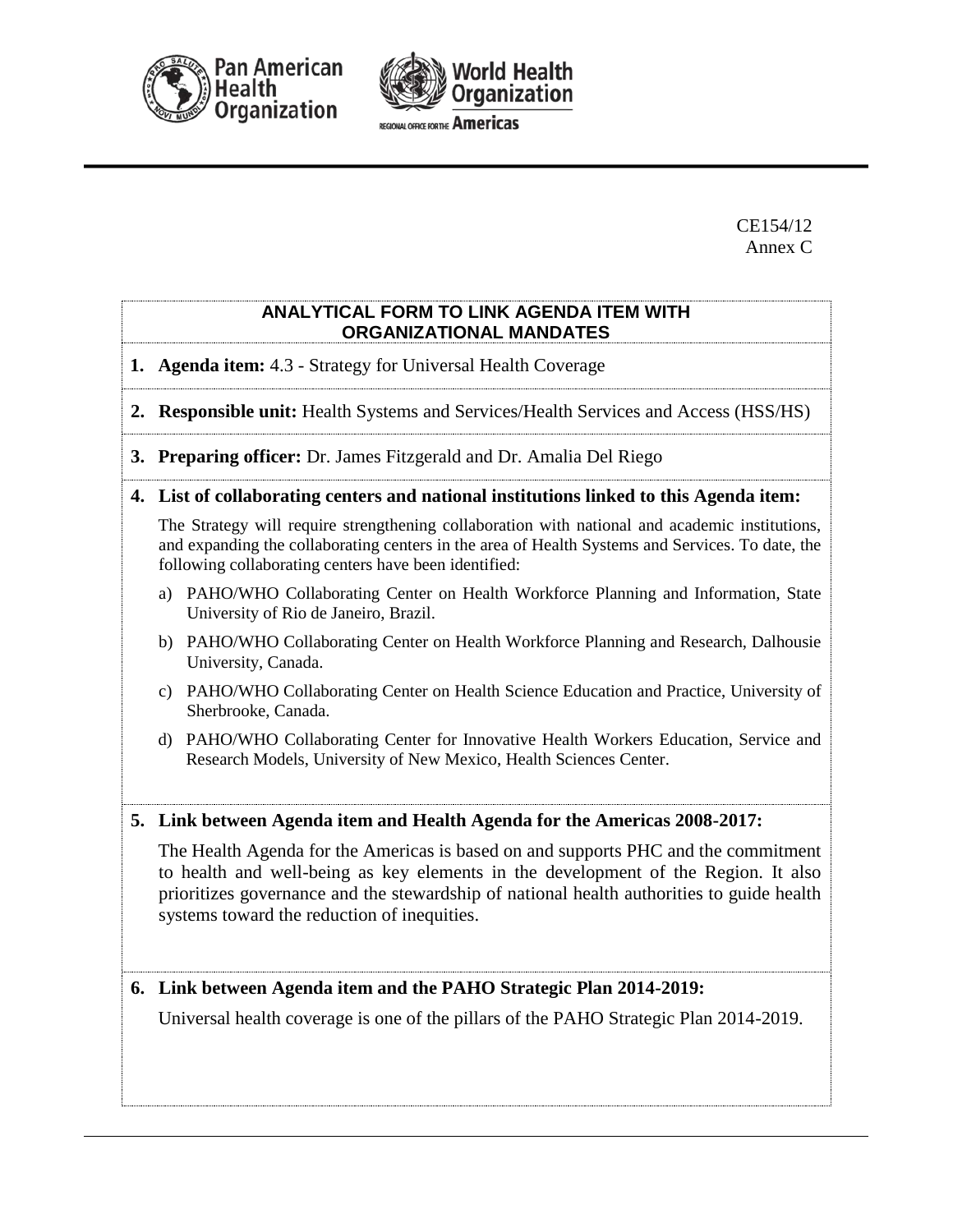CE154/12
Annex C

**ANALYTICAL FORM TO LINK AGENDA ITEM WITH ORGANIZATIONAL MANDATES**

1. **Agenda item:** 4.3 - Strategy for Universal Health Coverage

2. **Responsible unit:** Health Systems and Services/Health Services and Access (HSS/HS)

3. **Preparing officer:** Dr. James Fitzgerald and Dr. Amalia Del Riego

4. **List of collaborating centers and national institutions linked to this Agenda item:**

   The Strategy will require strengthening collaboration with national and academic institutions, and expanding the collaborating centers in the area of Health Systems and Services. To date, the following collaborating centers have been identified:

   a) PAHO/WHO Collaborating Center on Health Workforce Planning and Information, State University of Rio de Janeiro, Brazil.

   b) PAHO/WHO Collaborating Center on Health Workforce Planning and Research, Dalhousie University, Canada.

   c) PAHO/WHO Collaborating Center on Health Science Education and Practice, University of Sherbrooke, Canada.

   d) PAHO/WHO Collaborating Center for Innovative Health Workers Education, Service and Research Models, University of New Mexico, Health Sciences Center.

5. **Link between Agenda item and Health Agenda for the Americas 2008-2017:**

   The Health Agenda for the Americas is based on and supports PHC and the commitment to health and well-being as key elements in the development of the Region. It also prioritizes governance and the stewardship of national health authorities to guide health systems toward the reduction of inequities.

6. **Link between Agenda item and the PAHO Strategic Plan 2014-2019:**

   Universal health coverage is one of the pillars of the PAHO Strategic Plan 2014-2019.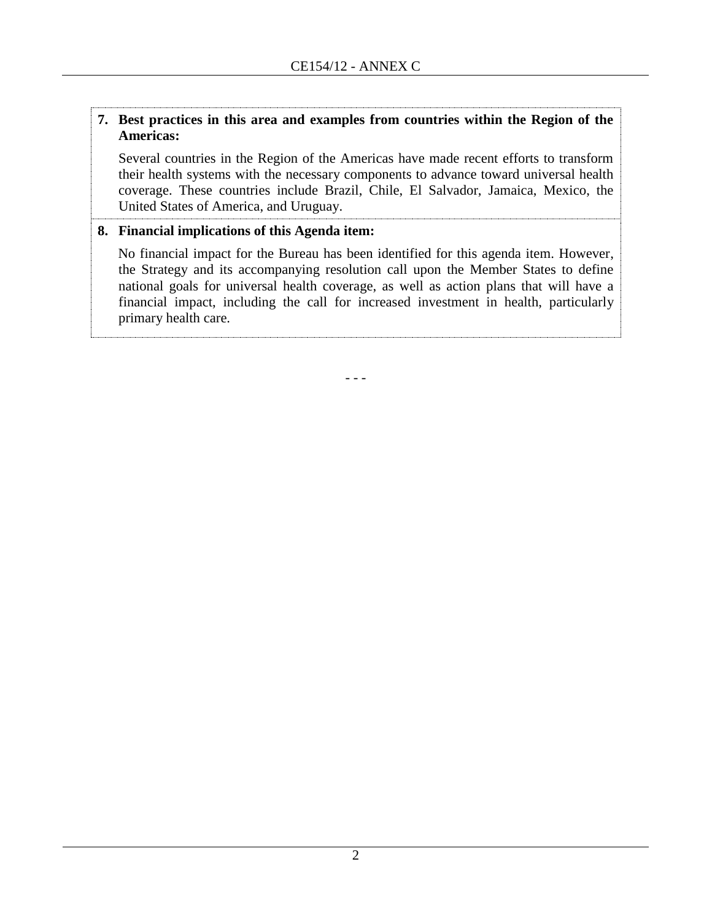**7. Best practices in this area and examples from countries within the Region of the Americas:**

Several countries in the Region of the Americas have made recent efforts to transform their health systems with the necessary components to advance toward universal health coverage. These countries include Brazil, Chile, El Salvador, Jamaica, Mexico, the United States of America, and Uruguay.

**8. Financial implications of this Agenda item:**

No financial impact for the Bureau has been identified for this agenda item. However, the Strategy and its accompanying resolution call upon the Member States to define national goals for universal health coverage, as well as action plans that will have a financial impact, including the call for increased investment in health, particularly primary health care.

- - -